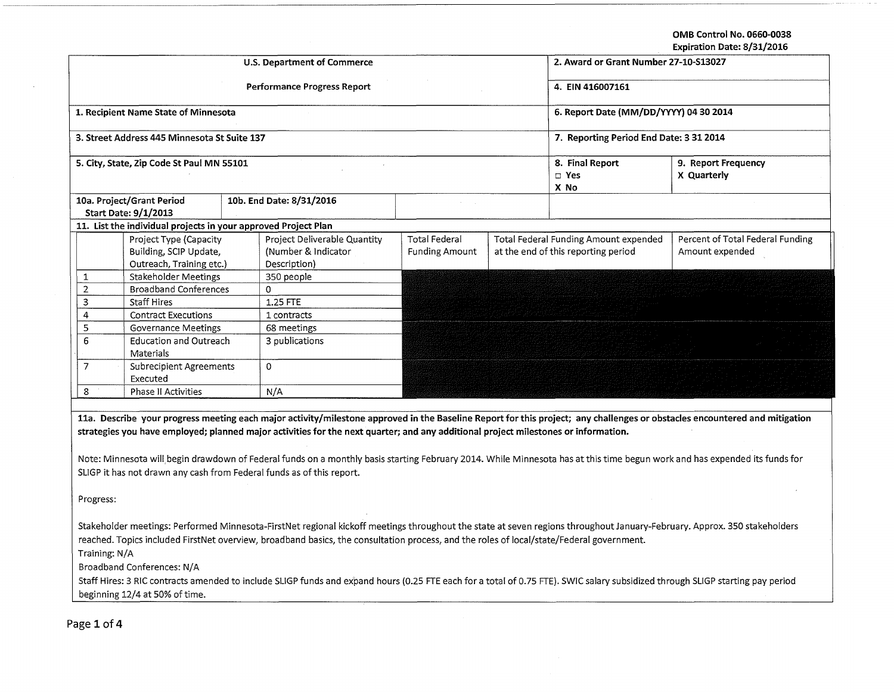OMB Control No. 0660-0038
Expiration Date: 8/31/2016

| U.S. Department of Commerce | 2. Award or Grant Number 27-10-S13027 |
|---|---|
| Performance Progress Report | 4. EIN 416007161 |
| 1. Recipient Name State of Minnesota | 6. Report Date (MM/DD/YYYY) 04 30 2014 |
| 3. Street Address 445 Minnesota St Suite 137 | 7. Reporting Period End Date: 3 31 2014 |
| 5. City, State, Zip Code St Paul MN 55101 | 8. Final Report ☐ Yes X No / 9. Report Frequency X Quarterly |
| 10a. Project/Grant Period Start Date: 9/1/2013 / 10b. End Date: 8/31/2016 | |

11. List the individual projects in your approved Project Plan

| | Project Type (Capacity Building, SCIP Update, Outreach, Training etc.) | Project Deliverable Quantity (Number & Indicator Description) | Total Federal Funding Amount | Total Federal Funding Amount expended at the end of this reporting period | Percent of Total Federal Funding Amount expended |
|---|---|---|---|---|---|
| 1 | Stakeholder Meetings | 350 people | | | |
| 2 | Broadband Conferences | 0 | | | |
| 3 | Staff Hires | 1.25 FTE | | | |
| 4 | Contract Executions | 1 contracts | | | |
| 5 | Governance Meetings | 68 meetings | | | |
| 6 | Education and Outreach Materials | 3 publications | | | |
| 7 | Subrecipient Agreements Executed | 0 | | | |
| 8 | Phase II Activities | N/A | | | |

**11a. Describe your progress meeting each major activity/milestone approved in the Baseline Report for this project; any challenges or obstacles encountered and mitigation strategies you have employed; planned major activities for the next quarter; and any additional project milestones or information.**

Note: Minnesota will begin drawdown of Federal funds on a monthly basis starting February 2014. While Minnesota has at this time begun work and has expended its funds for SLIGP it has not drawn any cash from Federal funds as of this report.

Progress:

Stakeholder meetings: Performed Minnesota-FirstNet regional kickoff meetings throughout the state at seven regions throughout January-February. Approx. 350 stakeholders reached. Topics included FirstNet overview, broadband basics, the consultation process, and the roles of local/state/Federal government.

Training: N/A

Broadband Conferences: N/A

Staff Hires: 3 RIC contracts amended to include SLIGP funds and expand hours (0.25 FTE each for a total of 0.75 FTE). SWIC salary subsidized through SLIGP starting pay period beginning 12/4 at 50% of time.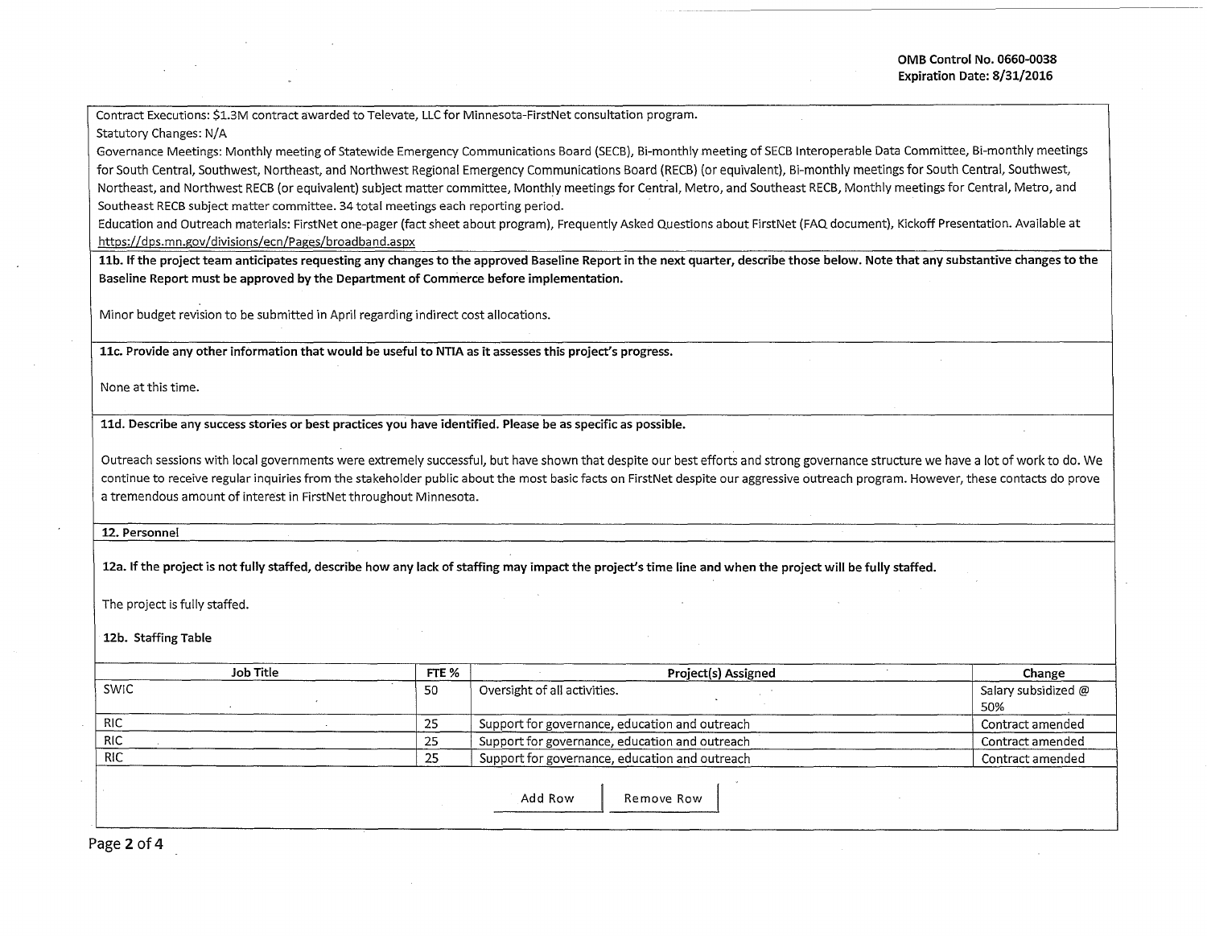Contract Executions: $1.3M contract awarded to Televate, LLC for Minnesota-FirstNet consultation program.

Statutory Changes: N/A

Governance Meetings: Monthly meeting of Statewide Emergency Communications Board (SECB), Bi-monthly meeting of SECB Interoperable Data Committee, Bi-monthly meetings for South Central, Southwest, Northeast, and Northwest Regional Emergency Communications Board (RECB) (or equivalent), Bi-monthly meetings for South Central, Southwest, Northeast, and Northwest RECB (or equivalent) subject matter committee, Monthly meetings for Central, Metro, and Southeast RECB, Monthly meetings for Central, Metro, and Southeast RECB subject matter committee. 34 total meetings each reporting period.

Education and Outreach materials: FirstNet one-pager (fact sheet about program), Frequently Asked Questions about FirstNet (FAQ document), Kickoff Presentation. Available at https://dps.mn.gov/divisions/ecn/Pages/broadband.aspx

**11b. If the project team anticipates requesting any changes to the approved Baseline Report in the next quarter, describe those below. Note that any substantive changes to the Baseline Report must be approved by the Department of Commerce before implementation.**

Minor budget revision to be submitted in April regarding indirect cost allocations.

**11c. Provide any other information that would be useful to NTIA as it assesses this project's progress.**

None at this time.

**11d. Describe any success stories or best practices you have identified. Please be as specific as possible.**

Outreach sessions with local governments were extremely successful, but have shown that despite our best efforts and strong governance structure we have a lot of work to do. We continue to receive regular inquiries from the stakeholder public about the most basic facts on FirstNet despite our aggressive outreach program. However, these contacts do prove a tremendous amount of interest in FirstNet throughout Minnesota.

## 12. Personnel

**12a. If the project is not fully staffed, describe how any lack of staffing may impact the project's time line and when the project will be fully staffed.**

The project is fully staffed.

**12b. Staffing Table**

| Job Title | FTE % | Project(s) Assigned | Change |
| --- | --- | --- | --- |
| SWIC | 50 | Oversight of all activities. | Salary subsidized @ 50% |
| RIC | 25 | Support for governance, education and outreach | Contract amended |
| RIC | 25 | Support for governance, education and outreach | Contract amended |
| RIC | 25 | Support for governance, education and outreach | Contract amended |

Add Row | Remove Row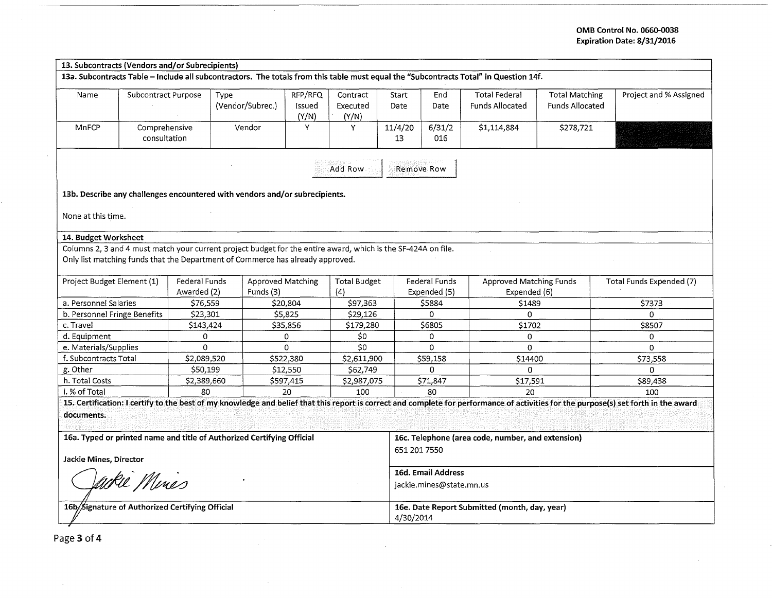OMB Control No. 0660-0038
Expiration Date: 8/31/2016

## 13. Subcontracts (Vendors and/or Subrecipients)

**13a. Subcontracts Table – Include all subcontractors. The totals from this table must equal the "Subcontracts Total" in Question 14f.**

| Name | Subcontract Purpose | Type (Vendor/Subrec.) | RFP/RFQ Issued (Y/N) | Contract Executed (Y/N) | Start Date | End Date | Total Federal Funds Allocated | Total Matching Funds Allocated | Project and % Assigned |
|---|---|---|---|---|---|---|---|---|---|
| MnFCP | Comprehensive consultation | Vendor | Y | Y | 11/4/2013 | 6/31/2016 | $1,114,884 | $278,721 | |

Add Row | Remove Row

**13b. Describe any challenges encountered with vendors and/or subrecipients.**

None at this time.

## 14. Budget Worksheet

Columns 2, 3 and 4 must match your current project budget for the entire award, which is the SF-424A on file.
Only list matching funds that the Department of Commerce has already approved.

| Project Budget Element (1) | Federal Funds Awarded (2) | Approved Matching Funds (3) | Total Budget (4) | Federal Funds Expended (5) | Approved Matching Funds Expended (6) | Total Funds Expended (7) |
|---|---|---|---|---|---|---|
| a. Personnel Salaries | $76,559 | $20,804 | $97,363 | $5884 | $1489 | $7373 |
| b. Personnel Fringe Benefits | $23,301 | $5,825 | $29,126 | 0 | 0 | 0 |
| c. Travel | $143,424 | $35,856 | $179,280 | $6805 | $1702 | $8507 |
| d. Equipment | 0 | 0 | $0 | 0 | 0 | 0 |
| e. Materials/Supplies | 0 | 0 | $0 | 0 | 0 | 0 |
| f. Subcontracts Total | $2,089,520 | $522,380 | $2,611,900 | $59,158 | $14400 | $73,558 |
| g. Other | $50,199 | $12,550 | $62,749 | 0 | 0 | 0 |
| h. Total Costs | $2,389,660 | $597,415 | $2,987,075 | $71,847 | $17,591 | $89,438 |
| i. % of Total | 80 | 20 | 100 | 80 | 20 | 100 |

**15. Certification: I certify to the best of my knowledge and belief that this report is correct and complete for performance of activities for the purpose(s) set forth in the award documents.**

**16a. Typed or printed name and title of Authorized Certifying Official**

**Jackie Mines, Director**

Jackie Mines

**16b. Signature of Authorized Certifying Official**

**16c. Telephone (area code, number, and extension)**
651 201 7550

**16d. Email Address**
jackie.mines@state.mn.us

**16e. Date Report Submitted (month, day, year)**
4/30/2014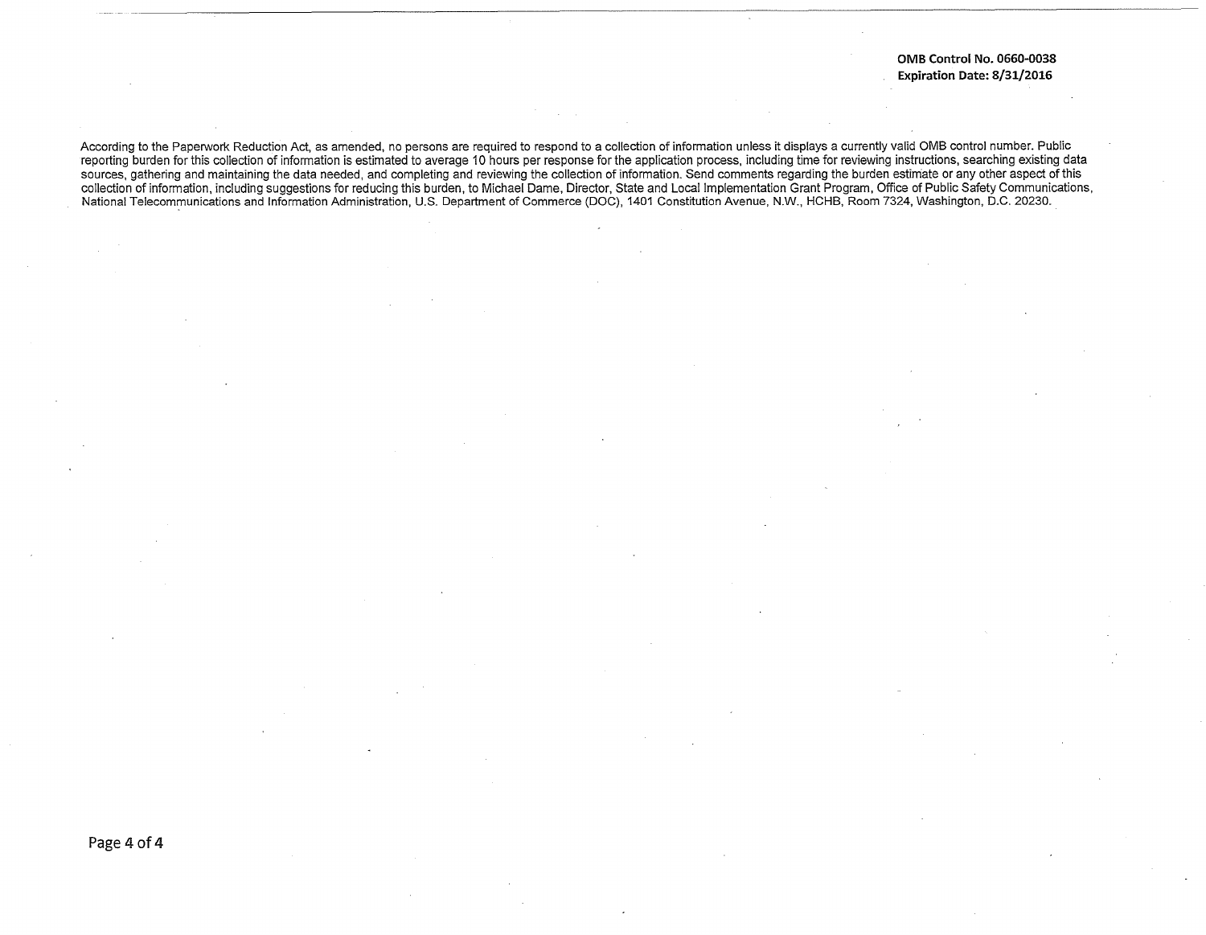**OMB Control No. 0660-0038**
**Expiration Date: 8/31/2016**

According to the Paperwork Reduction Act, as amended, no persons are required to respond to a collection of information unless it displays a currently valid OMB control number. Public reporting burden for this collection of information is estimated to average 10 hours per response for the application process, including time for reviewing instructions, searching existing data sources, gathering and maintaining the data needed, and completing and reviewing the collection of information. Send comments regarding the burden estimate or any other aspect of this collection of information, including suggestions for reducing this burden, to Michael Dame, Director, State and Local Implementation Grant Program, Office of Public Safety Communications, National Telecommunications and Information Administration, U.S. Department of Commerce (DOC), 1401 Constitution Avenue, N.W., HCHB, Room 7324, Washington, D.C. 20230.